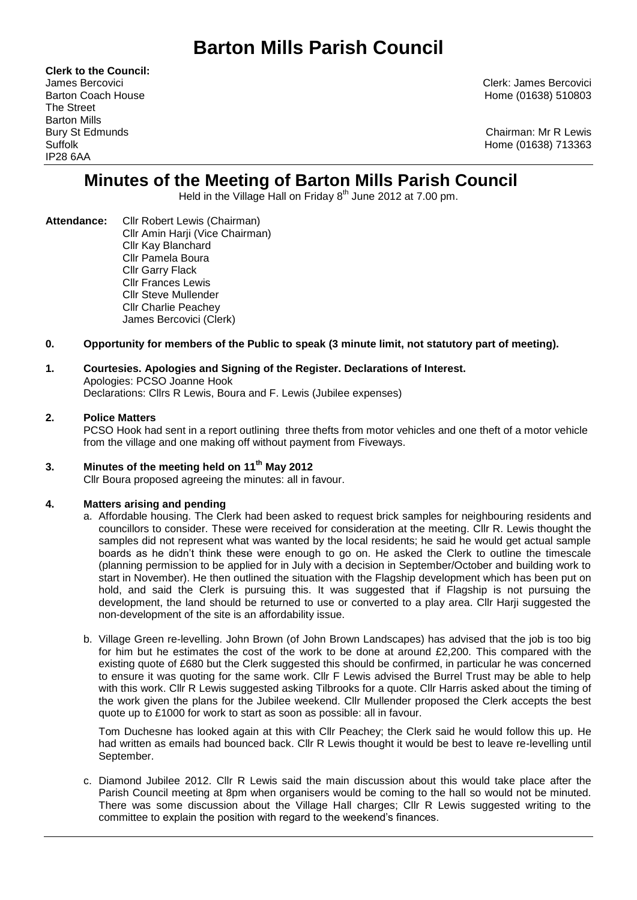# Barton Mills Parish Council

**Clerk to the Council:**
James Bercovici
Barton Coach House
The Street
Barton Mills
Bury St Edmunds
Suffolk
IP28 6AA

Clerk: James Bercovici
Home (01638) 510803

Chairman: Mr R Lewis
Home (01638) 713363

## Minutes of the Meeting of Barton Mills Parish Council

Held in the Village Hall on Friday 8th June 2012 at 7.00 pm.

**Attendance:** Cllr Robert Lewis (Chairman)
Cllr Amin Harji (Vice Chairman)
Cllr Kay Blanchard
Cllr Pamela Boura
Cllr Garry Flack
Cllr Frances Lewis
Cllr Steve Mullender
Cllr Charlie Peachey
James Bercovici (Clerk)

**0. Opportunity for members of the Public to speak (3 minute limit, not statutory part of meeting).**

**1. Courtesies. Apologies and Signing of the Register. Declarations of Interest.**
Apologies: PCSO Joanne Hook
Declarations: Cllrs R Lewis, Boura and F. Lewis (Jubilee expenses)

**2. Police Matters**
PCSO Hook had sent in a report outlining three thefts from motor vehicles and one theft of a motor vehicle from the village and one making off without payment from Fiveways.

**3. Minutes of the meeting held on 11th May 2012**
Cllr Boura proposed agreeing the minutes: all in favour.

**4. Matters arising and pending**

a. Affordable housing. The Clerk had been asked to request brick samples for neighbouring residents and councillors to consider. These were received for consideration at the meeting. Cllr R. Lewis thought the samples did not represent what was wanted by the local residents; he said he would get actual sample boards as he didn't think these were enough to go on. He asked the Clerk to outline the timescale (planning permission to be applied for in July with a decision in September/October and building work to start in November). He then outlined the situation with the Flagship development which has been put on hold, and said the Clerk is pursuing this. It was suggested that if Flagship is not pursuing the development, the land should be returned to use or converted to a play area. Cllr Harji suggested the non-development of the site is an affordability issue.

b. Village Green re-levelling. John Brown (of John Brown Landscapes) has advised that the job is too big for him but he estimates the cost of the work to be done at around £2,200. This compared with the existing quote of £680 but the Clerk suggested this should be confirmed, in particular he was concerned to ensure it was quoting for the same work. Cllr F Lewis advised the Burrel Trust may be able to help with this work. Cllr R Lewis suggested asking Tilbrooks for a quote. Cllr Harris asked about the timing of the work given the plans for the Jubilee weekend. Cllr Mullender proposed the Clerk accepts the best quote up to £1000 for work to start as soon as possible: all in favour.

Tom Duchesne has looked again at this with Cllr Peachey; the Clerk said he would follow this up. He had written as emails had bounced back. Cllr R Lewis thought it would be best to leave re-levelling until September.

c. Diamond Jubilee 2012. Cllr R Lewis said the main discussion about this would take place after the Parish Council meeting at 8pm when organisers would be coming to the hall so would not be minuted. There was some discussion about the Village Hall charges; Cllr R Lewis suggested writing to the committee to explain the position with regard to the weekend's finances.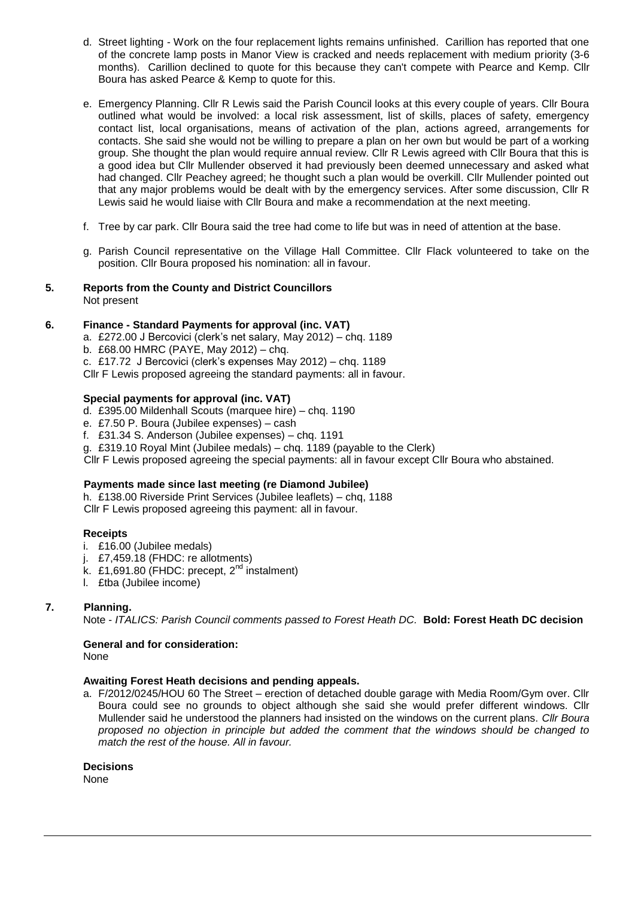d. Street lighting - Work on the four replacement lights remains unfinished. Carillion has reported that one of the concrete lamp posts in Manor View is cracked and needs replacement with medium priority (3-6 months). Carillion declined to quote for this because they can't compete with Pearce and Kemp. Cllr Boura has asked Pearce & Kemp to quote for this.

e. Emergency Planning. Cllr R Lewis said the Parish Council looks at this every couple of years. Cllr Boura outlined what would be involved: a local risk assessment, list of skills, places of safety, emergency contact list, local organisations, means of activation of the plan, actions agreed, arrangements for contacts. She said she would not be willing to prepare a plan on her own but would be part of a working group. She thought the plan would require annual review. Cllr R Lewis agreed with Cllr Boura that this is a good idea but Cllr Mullender observed it had previously been deemed unnecessary and asked what had changed. Cllr Peachey agreed; he thought such a plan would be overkill. Cllr Mullender pointed out that any major problems would be dealt with by the emergency services. After some discussion, Cllr R Lewis said he would liaise with Cllr Boura and make a recommendation at the next meeting.

f. Tree by car park. Cllr Boura said the tree had come to life but was in need of attention at the base.

g. Parish Council representative on the Village Hall Committee. Cllr Flack volunteered to take on the position. Cllr Boura proposed his nomination: all in favour.

## 5. Reports from the County and District Councillors

Not present

## 6. Finance - Standard Payments for approval (inc. VAT)

a. £272.00 J Bercovici (clerk's net salary, May 2012) – chq. 1189
b. £68.00 HMRC (PAYE, May 2012) – chq.
c. £17.72 J Bercovici (clerk's expenses May 2012) – chq. 1189

Cllr F Lewis proposed agreeing the standard payments: all in favour.

### Special payments for approval (inc. VAT)

d. £395.00 Mildenhall Scouts (marquee hire) – chq. 1190
e. £7.50 P. Boura (Jubilee expenses) – cash
f. £31.34 S. Anderson (Jubilee expenses) – chq. 1191
g. £319.10 Royal Mint (Jubilee medals) – chq. 1189 (payable to the Clerk)

Cllr F Lewis proposed agreeing the special payments: all in favour except Cllr Boura who abstained.

### Payments made since last meeting (re Diamond Jubilee)

h. £138.00 Riverside Print Services (Jubilee leaflets) – chq, 1188

Cllr F Lewis proposed agreeing this payment: all in favour.

### Receipts

i. £16.00 (Jubilee medals)
j. £7,459.18 (FHDC: re allotments)
k. £1,691.80 (FHDC: precept, 2nd instalment)
l. £tba (Jubilee income)

## 7. Planning.

Note - *ITALICS: Parish Council comments passed to Forest Heath DC.* **Bold: Forest Heath DC decision**

### General and for consideration:

None

### Awaiting Forest Heath decisions and pending appeals.

a. F/2012/0245/HOU 60 The Street – erection of detached double garage with Media Room/Gym over. Cllr Boura could see no grounds to object although she said she would prefer different windows. Cllr Mullender said he understood the planners had insisted on the windows on the current plans. *Cllr Boura proposed no objection in principle but added the comment that the windows should be changed to match the rest of the house. All in favour.*

### Decisions

None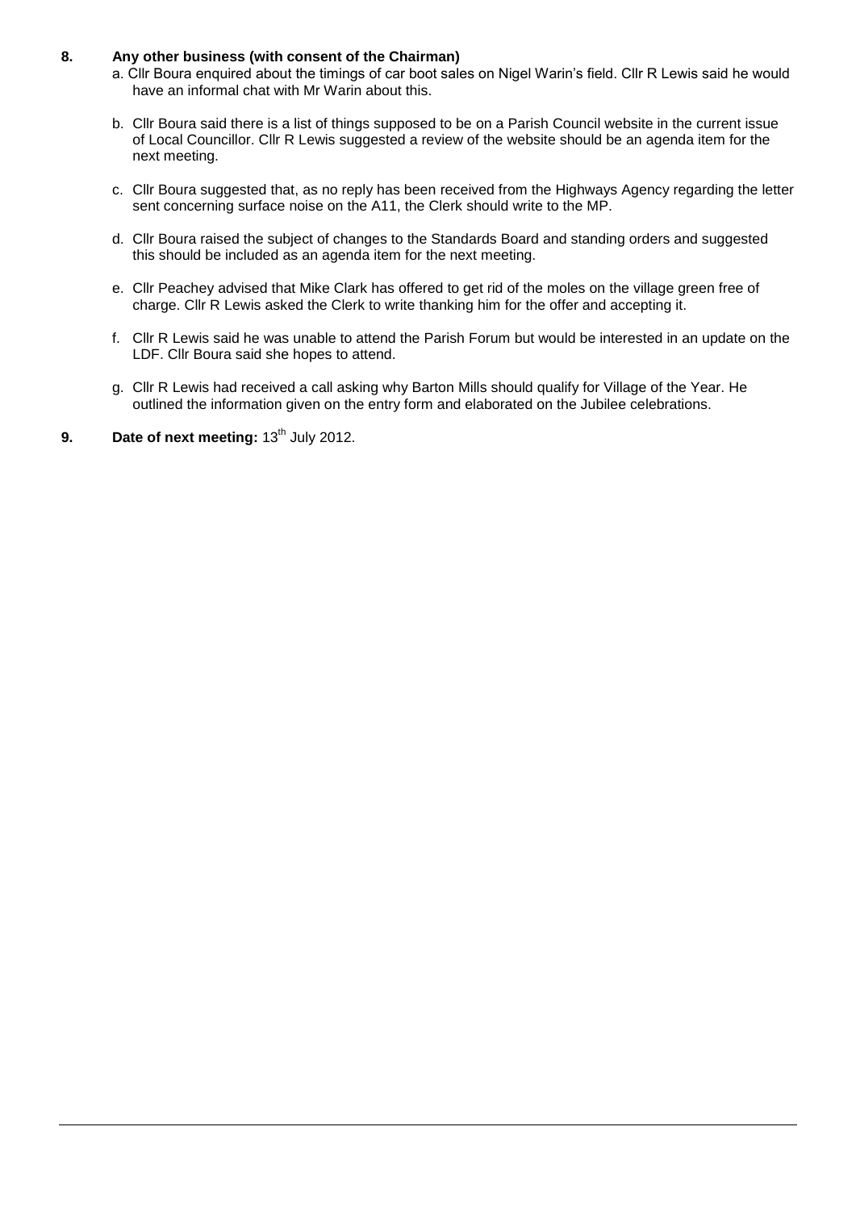**8. Any other business (with consent of the Chairman)**

a. Cllr Boura enquired about the timings of car boot sales on Nigel Warin's field. Cllr R Lewis said he would have an informal chat with Mr Warin about this.

b. Cllr Boura said there is a list of things supposed to be on a Parish Council website in the current issue of Local Councillor. Cllr R Lewis suggested a review of the website should be an agenda item for the next meeting.

c. Cllr Boura suggested that, as no reply has been received from the Highways Agency regarding the letter sent concerning surface noise on the A11, the Clerk should write to the MP.

d. Cllr Boura raised the subject of changes to the Standards Board and standing orders and suggested this should be included as an agenda item for the next meeting.

e. Cllr Peachey advised that Mike Clark has offered to get rid of the moles on the village green free of charge. Cllr R Lewis asked the Clerk to write thanking him for the offer and accepting it.

f. Cllr R Lewis said he was unable to attend the Parish Forum but would be interested in an update on the LDF. Cllr Boura said she hopes to attend.

g. Cllr R Lewis had received a call asking why Barton Mills should qualify for Village of the Year. He outlined the information given on the entry form and elaborated on the Jubilee celebrations.

**9. Date of next meeting:** 13th July 2012.